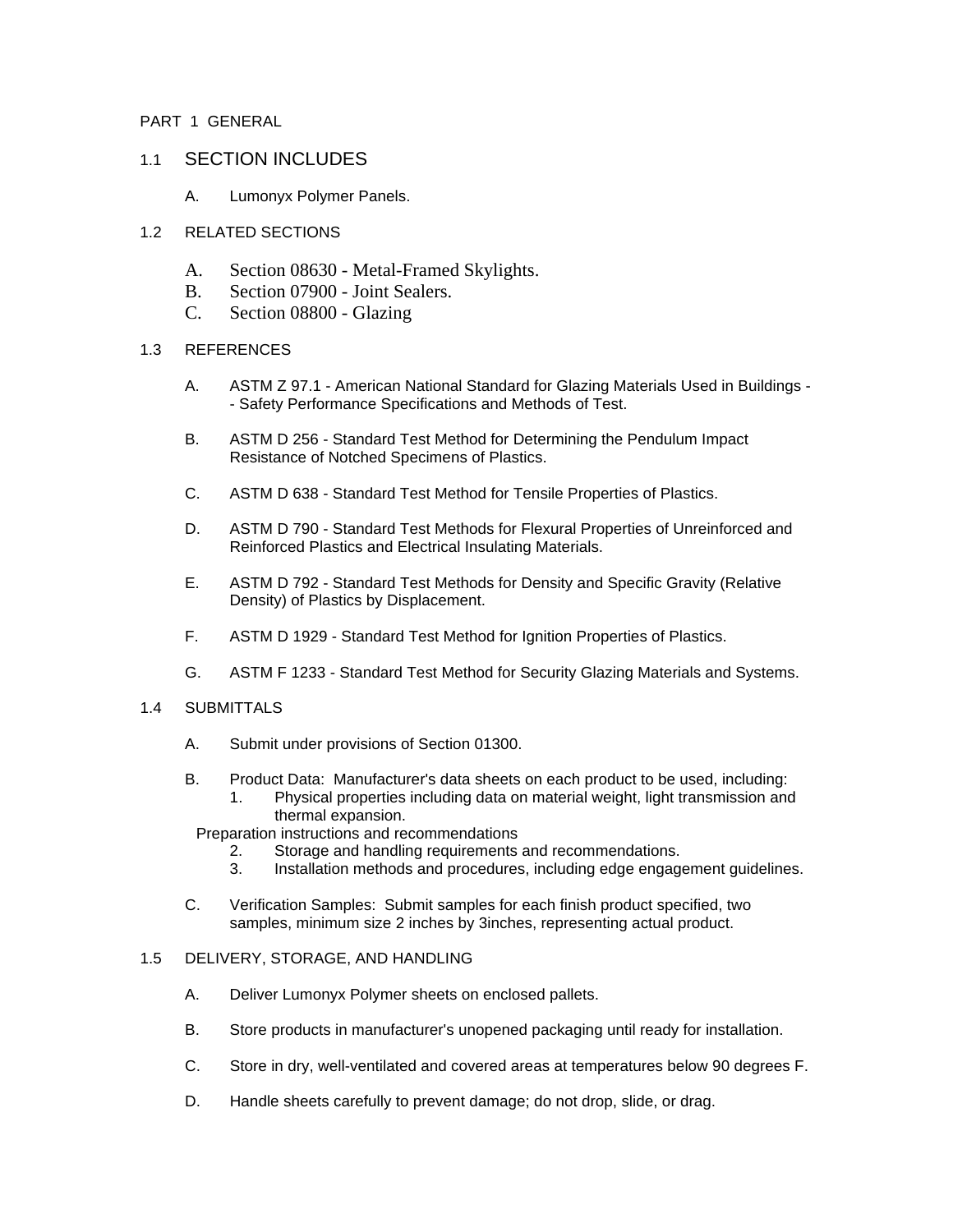PART 1 GENERAL

## 1.1 SECTION INCLUDES

A. Lumonyx Polymer Panels.

## 1.2 RELATED SECTIONS

A. Section 08630 - Metal-Framed Skylights.
B. Section 07900 - Joint Sealers.
C. Section 08800 - Glazing

## 1.3 REFERENCES

A. ASTM Z 97.1 - American National Standard for Glazing Materials Used in Buildings -- Safety Performance Specifications and Methods of Test.

B. ASTM D 256 - Standard Test Method for Determining the Pendulum Impact Resistance of Notched Specimens of Plastics.

C. ASTM D 638 - Standard Test Method for Tensile Properties of Plastics.

D. ASTM D 790 - Standard Test Methods for Flexural Properties of Unreinforced and Reinforced Plastics and Electrical Insulating Materials.

E. ASTM D 792 - Standard Test Methods for Density and Specific Gravity (Relative Density) of Plastics by Displacement.

F. ASTM D 1929 - Standard Test Method for Ignition Properties of Plastics.

G. ASTM F 1233 - Standard Test Method for Security Glazing Materials and Systems.

## 1.4 SUBMITTALS

A. Submit under provisions of Section 01300.

B. Product Data: Manufacturer's data sheets on each product to be used, including:
   1. Physical properties including data on material weight, light transmission and thermal expansion.

   Preparation instructions and recommendations

   2. Storage and handling requirements and recommendations.
   3. Installation methods and procedures, including edge engagement guidelines.

C. Verification Samples: Submit samples for each finish product specified, two samples, minimum size 2 inches by 3inches, representing actual product.

## 1.5 DELIVERY, STORAGE, AND HANDLING

A. Deliver Lumonyx Polymer sheets on enclosed pallets.

B. Store products in manufacturer's unopened packaging until ready for installation.

C. Store in dry, well-ventilated and covered areas at temperatures below 90 degrees F.

D. Handle sheets carefully to prevent damage; do not drop, slide, or drag.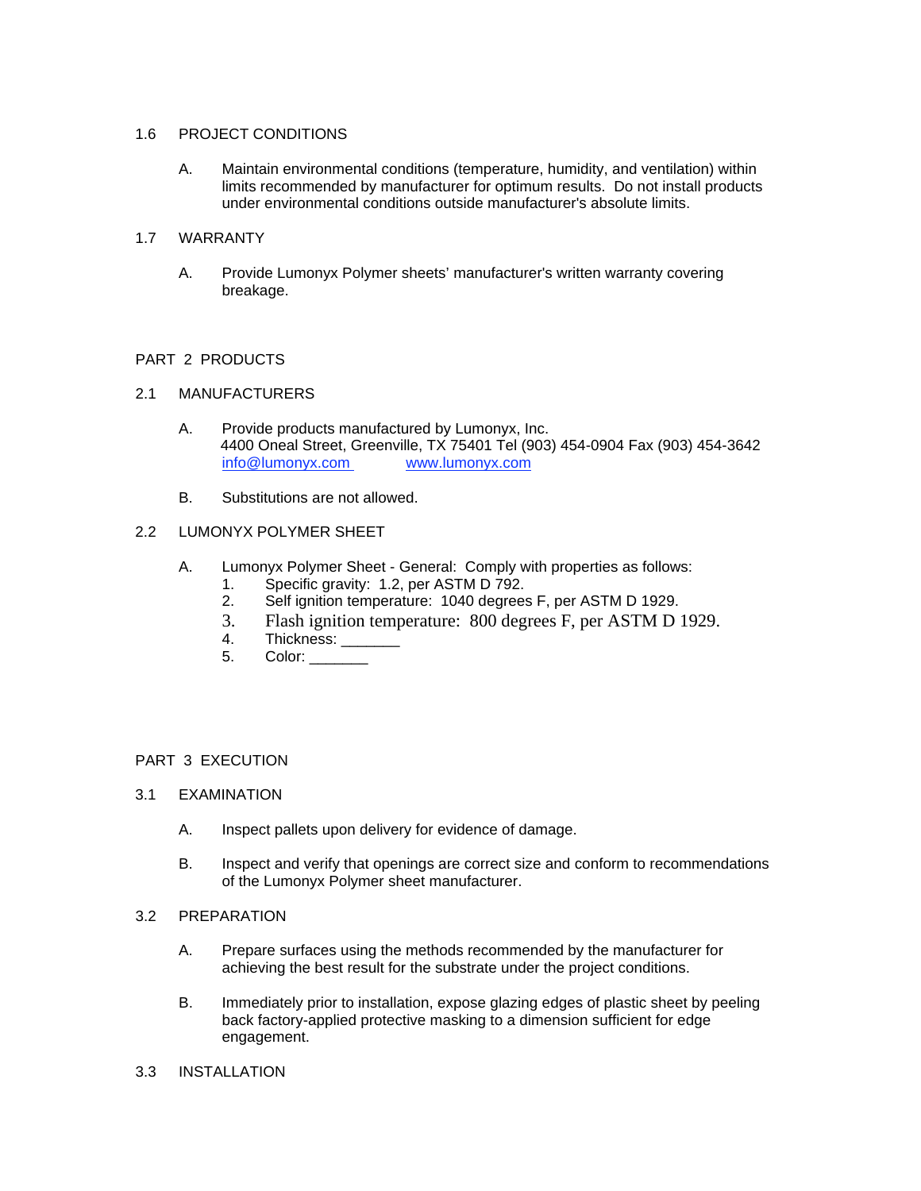1.6 PROJECT CONDITIONS

A. Maintain environmental conditions (temperature, humidity, and ventilation) within limits recommended by manufacturer for optimum results. Do not install products under environmental conditions outside manufacturer's absolute limits.

1.7 WARRANTY

A. Provide Lumonyx Polymer sheets' manufacturer's written warranty covering breakage.

## PART 2 PRODUCTS

2.1 MANUFACTURERS

A. Provide products manufactured by Lumonyx, Inc.
4400 Oneal Street, Greenville, TX 75401 Tel (903) 454-0904 Fax (903) 454-3642
[info@lumonyx.com](mailto:info@lumonyx.com) [www.lumonyx.com](http://www.lumonyx.com)

B. Substitutions are not allowed.

2.2 LUMONYX POLYMER SHEET

A. Lumonyx Polymer Sheet - General: Comply with properties as follows:
1. Specific gravity: 1.2, per ASTM D 792.
2. Self ignition temperature: 1040 degrees F, per ASTM D 1929.
3. Flash ignition temperature: 800 degrees F, per ASTM D 1929.
4. Thickness: _______
5. Color: _______

## PART 3 EXECUTION

3.1 EXAMINATION

A. Inspect pallets upon delivery for evidence of damage.

B. Inspect and verify that openings are correct size and conform to recommendations of the Lumonyx Polymer sheet manufacturer.

3.2 PREPARATION

A. Prepare surfaces using the methods recommended by the manufacturer for achieving the best result for the substrate under the project conditions.

B. Immediately prior to installation, expose glazing edges of plastic sheet by peeling back factory-applied protective masking to a dimension sufficient for edge engagement.

3.3 INSTALLATION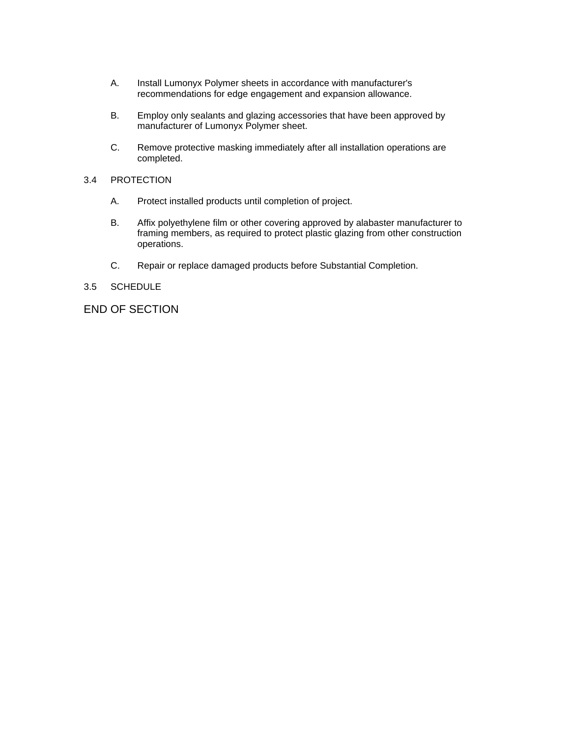A. Install Lumonyx Polymer sheets in accordance with manufacturer's recommendations for edge engagement and expansion allowance.

B. Employ only sealants and glazing accessories that have been approved by manufacturer of Lumonyx Polymer sheet.

C. Remove protective masking immediately after all installation operations are completed.

3.4 PROTECTION

A. Protect installed products until completion of project.

B. Affix polyethylene film or other covering approved by alabaster manufacturer to framing members, as required to protect plastic glazing from other construction operations.

C. Repair or replace damaged products before Substantial Completion.

3.5 SCHEDULE

END OF SECTION